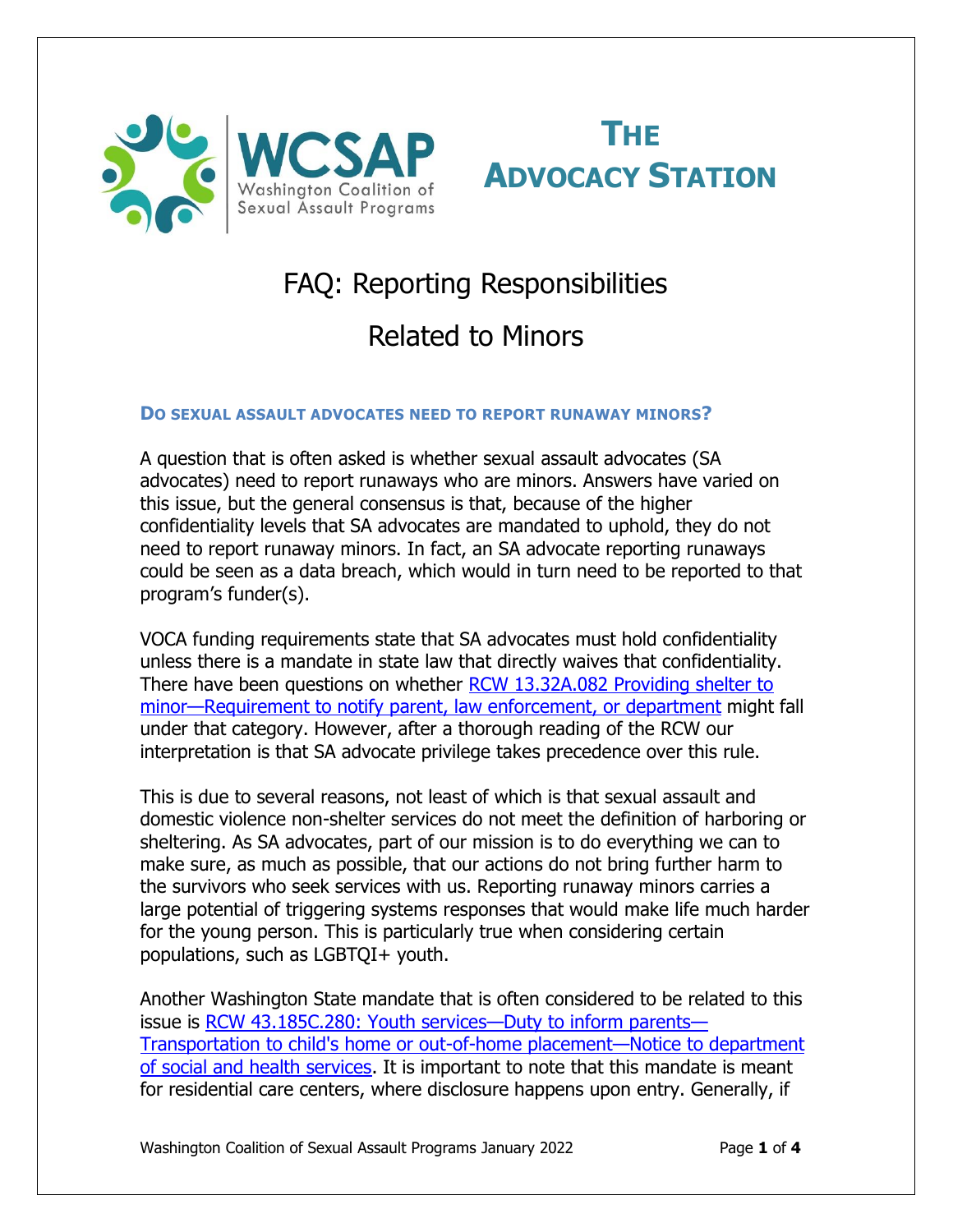WCSAP
Washington Coalition of Sexual Assault Programs

# The Advocacy Station

# FAQ: Reporting Responsibilities Related to Minors

### Do sexual assault advocates need to report runaway minors?

A question that is often asked is whether sexual assault advocates (SA advocates) need to report runaways who are minors. Answers have varied on this issue, but the general consensus is that, because of the higher confidentiality levels that SA advocates are mandated to uphold, they do not need to report runaway minors. In fact, an SA advocate reporting runaways could be seen as a data breach, which would in turn need to be reported to that program's funder(s).

VOCA funding requirements state that SA advocates must hold confidentiality unless there is a mandate in state law that directly waives that confidentiality. There have been questions on whether [RCW 13.32A.082 Providing shelter to minor—Requirement to notify parent, law enforcement, or department]() might fall under that category. However, after a thorough reading of the RCW our interpretation is that SA advocate privilege takes precedence over this rule.

This is due to several reasons, not least of which is that sexual assault and domestic violence non-shelter services do not meet the definition of harboring or sheltering. As SA advocates, part of our mission is to do everything we can to make sure, as much as possible, that our actions do not bring further harm to the survivors who seek services with us. Reporting runaway minors carries a large potential of triggering systems responses that would make life much harder for the young person. This is particularly true when considering certain populations, such as LGBTQI+ youth.

Another Washington State mandate that is often considered to be related to this issue is [RCW 43.185C.280: Youth services—Duty to inform parents—Transportation to child's home or out-of-home placement—Notice to department of social and health services](). It is important to note that this mandate is meant for residential care centers, where disclosure happens upon entry. Generally, if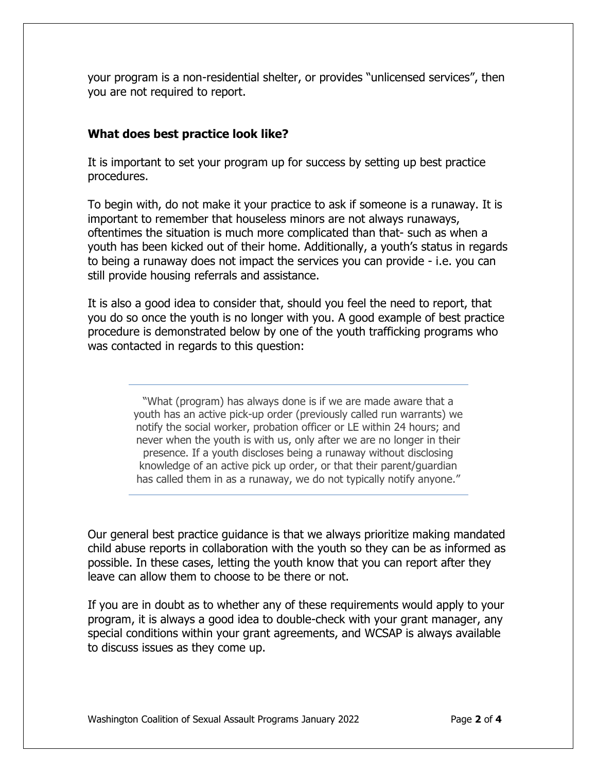your program is a non-residential shelter, or provides "unlicensed services", then you are not required to report.

### What does best practice look like?

It is important to set your program up for success by setting up best practice procedures.

To begin with, do not make it your practice to ask if someone is a runaway. It is important to remember that houseless minors are not always runaways, oftentimes the situation is much more complicated than that- such as when a youth has been kicked out of their home. Additionally, a youth's status in regards to being a runaway does not impact the services you can provide - i.e. you can still provide housing referrals and assistance.

It is also a good idea to consider that, should you feel the need to report, that you do so once the youth is no longer with you. A good example of best practice procedure is demonstrated below by one of the youth trafficking programs who was contacted in regards to this question:

---

> "What (program) has always done is if we are made aware that a youth has an active pick-up order (previously called run warrants) we notify the social worker, probation officer or LE within 24 hours; and never when the youth is with us, only after we are no longer in their presence. If a youth discloses being a runaway without disclosing knowledge of an active pick up order, or that their parent/guardian has called them in as a runaway, we do not typically notify anyone."

---

Our general best practice guidance is that we always prioritize making mandated child abuse reports in collaboration with the youth so they can be as informed as possible. In these cases, letting the youth know that you can report after they leave can allow them to choose to be there or not.

If you are in doubt as to whether any of these requirements would apply to your program, it is always a good idea to double-check with your grant manager, any special conditions within your grant agreements, and WCSAP is always available to discuss issues as they come up.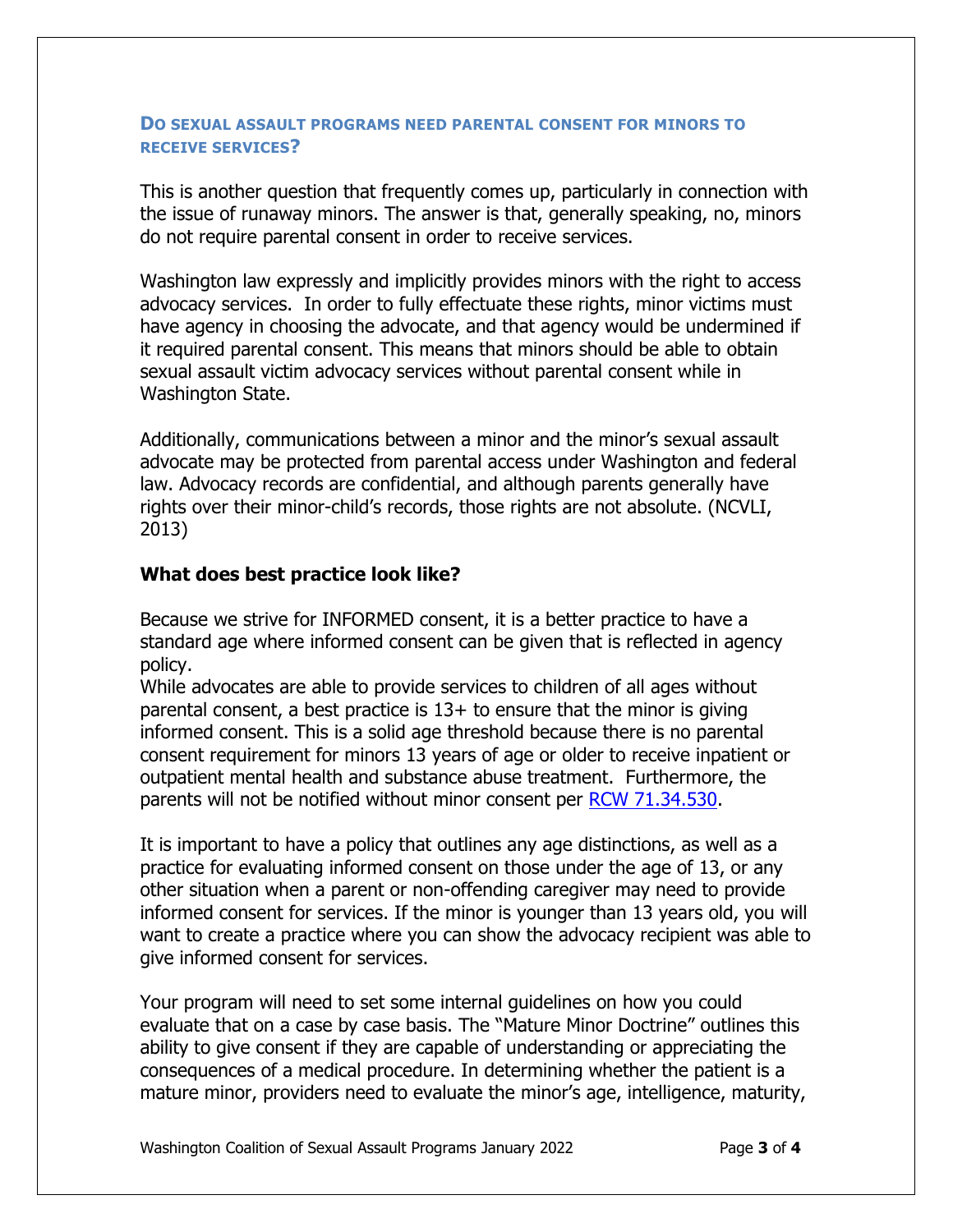### DO SEXUAL ASSAULT PROGRAMS NEED PARENTAL CONSENT FOR MINORS TO RECEIVE SERVICES?

This is another question that frequently comes up, particularly in connection with the issue of runaway minors. The answer is that, generally speaking, no, minors do not require parental consent in order to receive services.

Washington law expressly and implicitly provides minors with the right to access advocacy services. In order to fully effectuate these rights, minor victims must have agency in choosing the advocate, and that agency would be undermined if it required parental consent. This means that minors should be able to obtain sexual assault victim advocacy services without parental consent while in Washington State.

Additionally, communications between a minor and the minor's sexual assault advocate may be protected from parental access under Washington and federal law. Advocacy records are confidential, and although parents generally have rights over their minor-child's records, those rights are not absolute. (NCVLI, 2013)

**What does best practice look like?**

Because we strive for INFORMED consent, it is a better practice to have a standard age where informed consent can be given that is reflected in agency policy.

While advocates are able to provide services to children of all ages without parental consent, a best practice is 13+ to ensure that the minor is giving informed consent. This is a solid age threshold because there is no parental consent requirement for minors 13 years of age or older to receive inpatient or outpatient mental health and substance abuse treatment. Furthermore, the parents will not be notified without minor consent per [RCW 71.34.530](RCW 71.34.530).

It is important to have a policy that outlines any age distinctions, as well as a practice for evaluating informed consent on those under the age of 13, or any other situation when a parent or non-offending caregiver may need to provide informed consent for services. If the minor is younger than 13 years old, you will want to create a practice where you can show the advocacy recipient was able to give informed consent for services.

Your program will need to set some internal guidelines on how you could evaluate that on a case by case basis. The "Mature Minor Doctrine" outlines this ability to give consent if they are capable of understanding or appreciating the consequences of a medical procedure. In determining whether the patient is a mature minor, providers need to evaluate the minor's age, intelligence, maturity,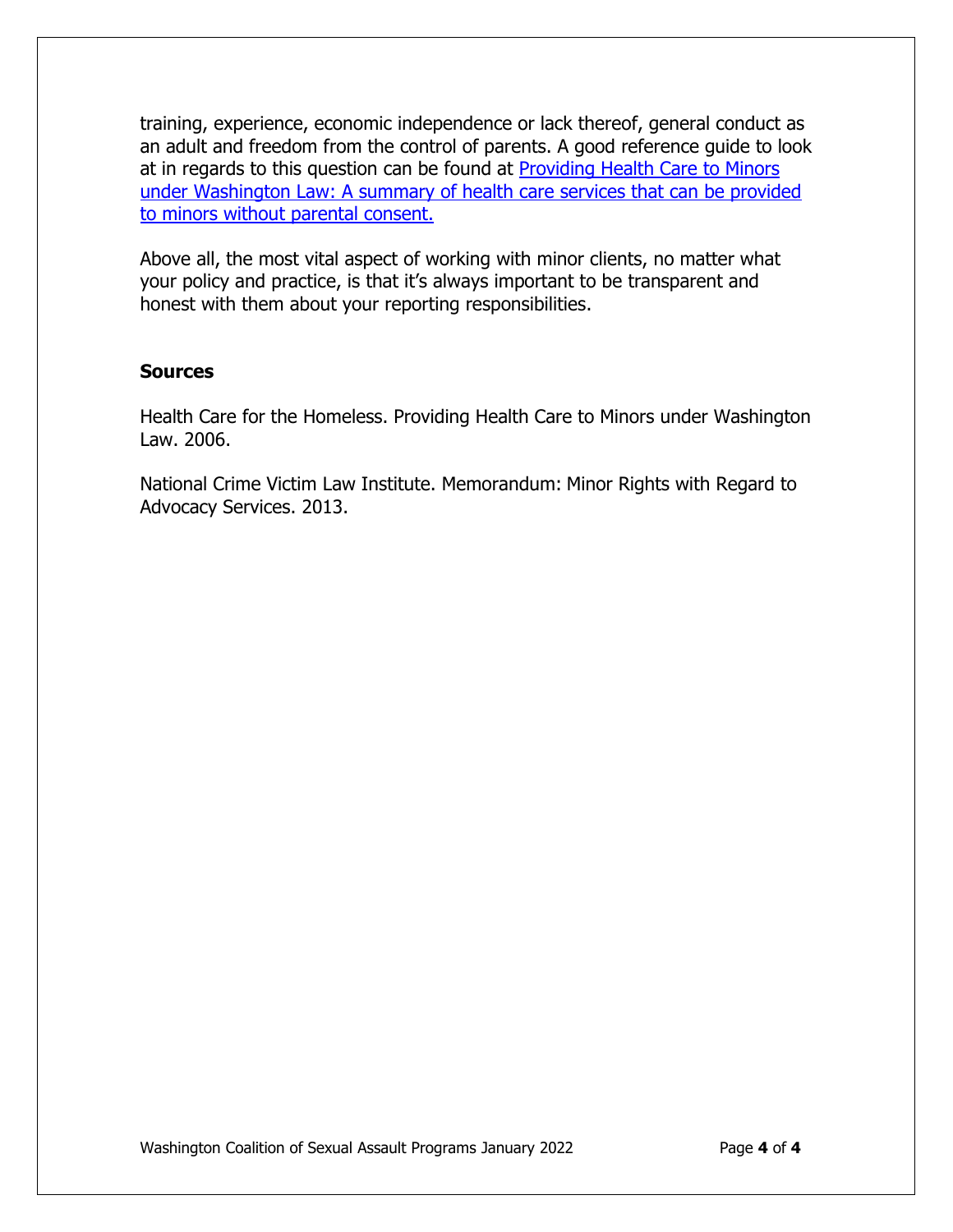training, experience, economic independence or lack thereof, general conduct as an adult and freedom from the control of parents. A good reference guide to look at in regards to this question can be found at Providing Health Care to Minors under Washington Law: A summary of health care services that can be provided to minors without parental consent.

Above all, the most vital aspect of working with minor clients, no matter what your policy and practice, is that it's always important to be transparent and honest with them about your reporting responsibilities.

**Sources**

Health Care for the Homeless. Providing Health Care to Minors under Washington Law. 2006.

National Crime Victim Law Institute. Memorandum: Minor Rights with Regard to Advocacy Services. 2013.